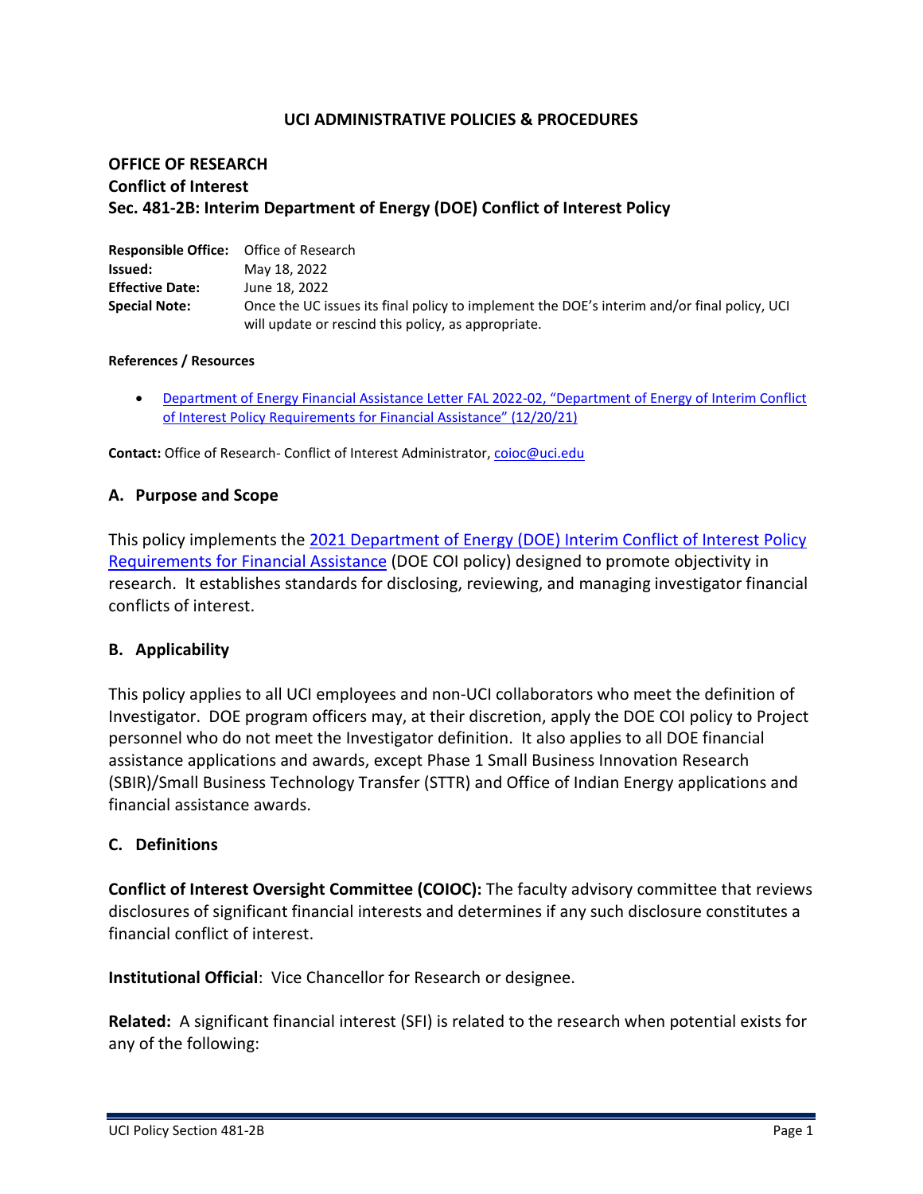# UCI ADMINISTRATIVE POLICIES & PROCEDURES

## OFFICE OF RESEARCH
## Conflict of Interest
## Sec. 481-2B: Interim Department of Energy (DOE) Conflict of Interest Policy

**Responsible Office:** Office of Research
**Issued:** May 18, 2022
**Effective Date:** June 18, 2022
**Special Note:** Once the UC issues its final policy to implement the DOE's interim and/or final policy, UCI will update or rescind this policy, as appropriate.

**References / Resources**

- Department of Energy Financial Assistance Letter FAL 2022-02, "Department of Energy of Interim Conflict of Interest Policy Requirements for Financial Assistance" (12/20/21)

**Contact:** Office of Research- Conflict of Interest Administrator, coioc@uci.edu

### A. Purpose and Scope

This policy implements the 2021 Department of Energy (DOE) Interim Conflict of Interest Policy Requirements for Financial Assistance (DOE COI policy) designed to promote objectivity in research. It establishes standards for disclosing, reviewing, and managing investigator financial conflicts of interest.

### B. Applicability

This policy applies to all UCI employees and non-UCI collaborators who meet the definition of Investigator. DOE program officers may, at their discretion, apply the DOE COI policy to Project personnel who do not meet the Investigator definition. It also applies to all DOE financial assistance applications and awards, except Phase 1 Small Business Innovation Research (SBIR)/Small Business Technology Transfer (STTR) and Office of Indian Energy applications and financial assistance awards.

### C. Definitions

**Conflict of Interest Oversight Committee (COIOC):** The faculty advisory committee that reviews disclosures of significant financial interests and determines if any such disclosure constitutes a financial conflict of interest.

**Institutional Official**: Vice Chancellor for Research or designee.

**Related:** A significant financial interest (SFI) is related to the research when potential exists for any of the following: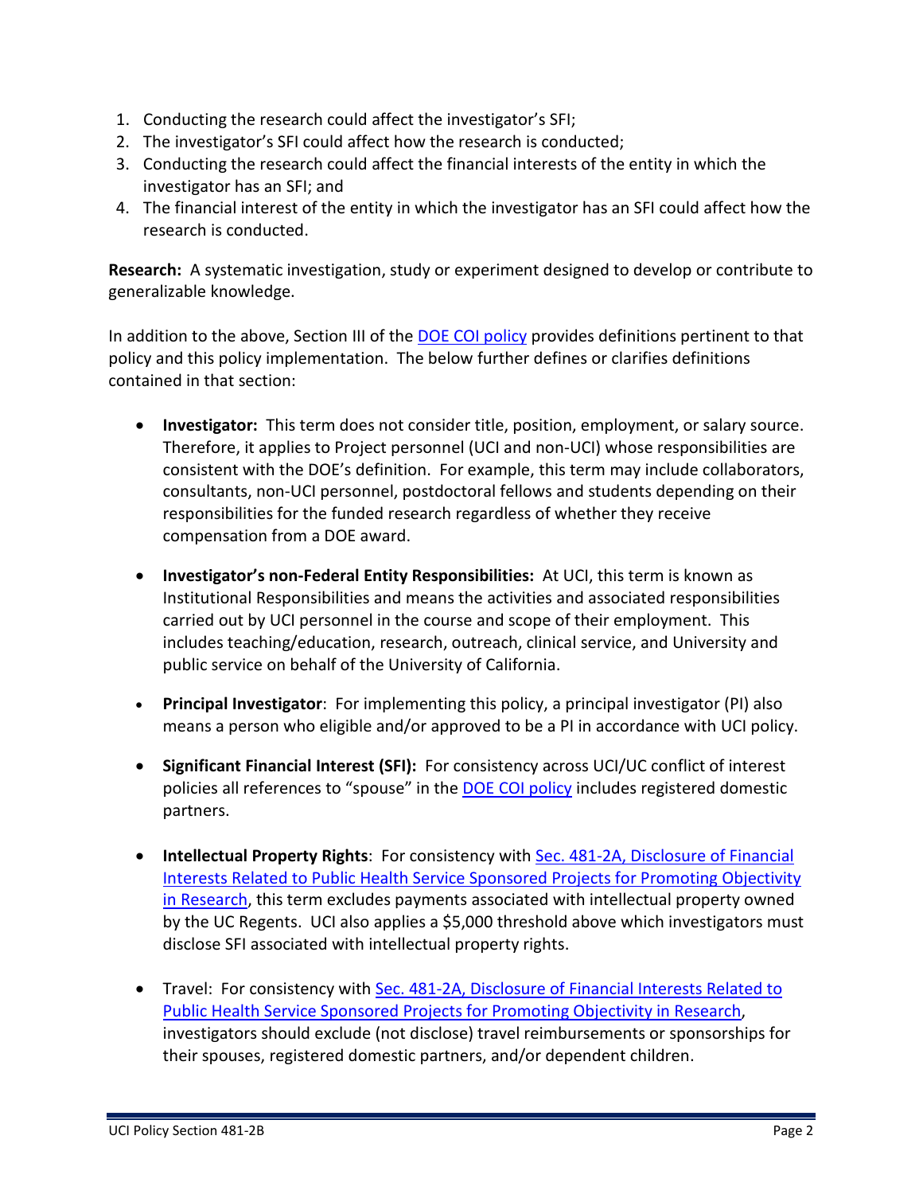1. Conducting the research could affect the investigator's SFI;
2. The investigator's SFI could affect how the research is conducted;
3. Conducting the research could affect the financial interests of the entity in which the investigator has an SFI; and
4. The financial interest of the entity in which the investigator has an SFI could affect how the research is conducted.

**Research:** A systematic investigation, study or experiment designed to develop or contribute to generalizable knowledge.

In addition to the above, Section III of the DOE COI policy provides definitions pertinent to that policy and this policy implementation. The below further defines or clarifies definitions contained in that section:

- **Investigator:** This term does not consider title, position, employment, or salary source. Therefore, it applies to Project personnel (UCI and non-UCI) whose responsibilities are consistent with the DOE's definition. For example, this term may include collaborators, consultants, non-UCI personnel, postdoctoral fellows and students depending on their responsibilities for the funded research regardless of whether they receive compensation from a DOE award.

- **Investigator's non-Federal Entity Responsibilities:** At UCI, this term is known as Institutional Responsibilities and means the activities and associated responsibilities carried out by UCI personnel in the course and scope of their employment. This includes teaching/education, research, outreach, clinical service, and University and public service on behalf of the University of California.

- **Principal Investigator**: For implementing this policy, a principal investigator (PI) also means a person who eligible and/or approved to be a PI in accordance with UCI policy.

- **Significant Financial Interest (SFI):** For consistency across UCI/UC conflict of interest policies all references to "spouse" in the DOE COI policy includes registered domestic partners.

- **Intellectual Property Rights**: For consistency with Sec. 481-2A, Disclosure of Financial Interests Related to Public Health Service Sponsored Projects for Promoting Objectivity in Research, this term excludes payments associated with intellectual property owned by the UC Regents. UCI also applies a $5,000 threshold above which investigators must disclose SFI associated with intellectual property rights.

- Travel: For consistency with Sec. 481-2A, Disclosure of Financial Interests Related to Public Health Service Sponsored Projects for Promoting Objectivity in Research, investigators should exclude (not disclose) travel reimbursements or sponsorships for their spouses, registered domestic partners, and/or dependent children.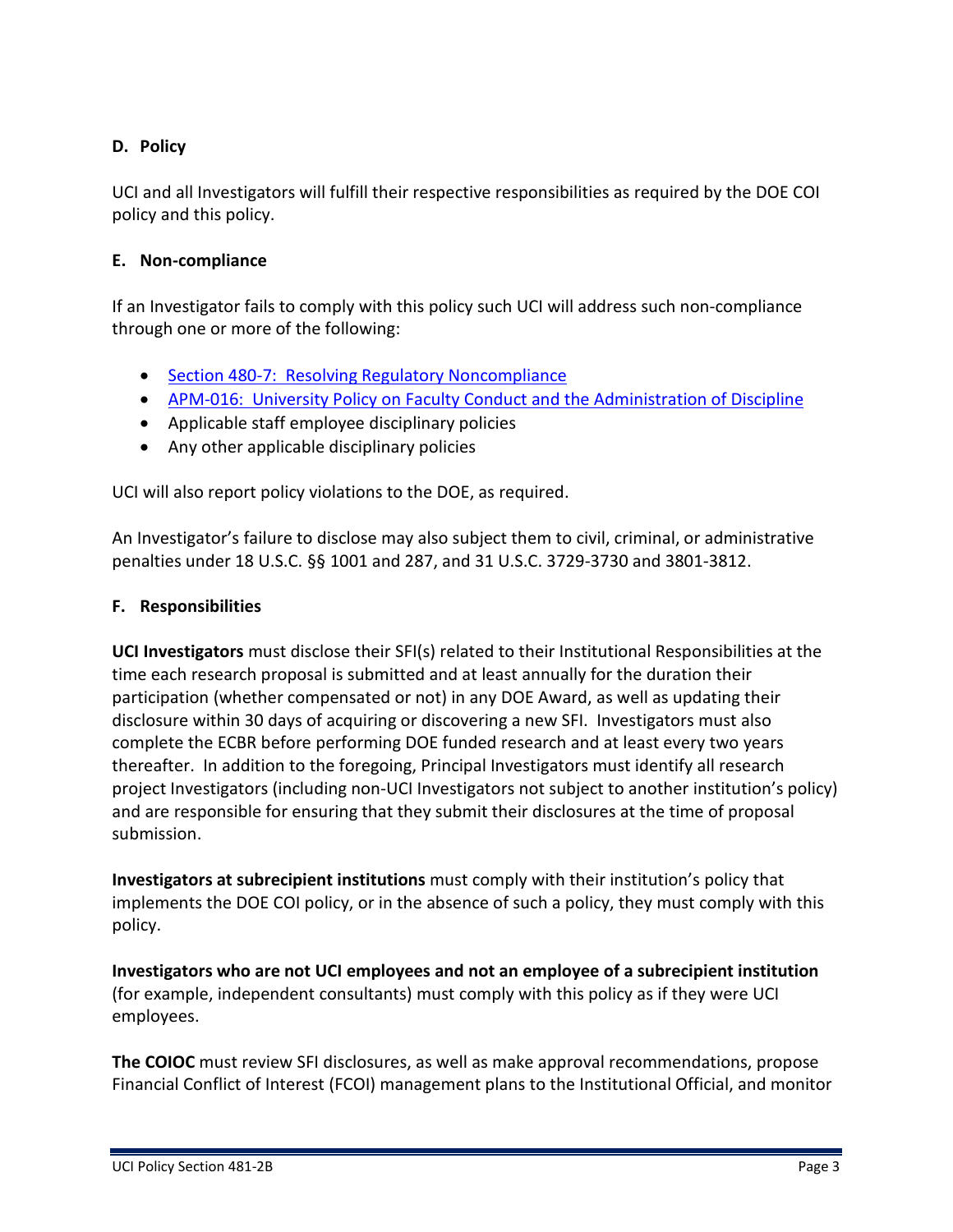## D. Policy

UCI and all Investigators will fulfill their respective responsibilities as required by the DOE COI policy and this policy.

## E. Non-compliance

If an Investigator fails to comply with this policy such UCI will address such non-compliance through one or more of the following:

- [Section 480-7: Resolving Regulatory Noncompliance]()
- [APM-016: University Policy on Faculty Conduct and the Administration of Discipline]()
- Applicable staff employee disciplinary policies
- Any other applicable disciplinary policies

UCI will also report policy violations to the DOE, as required.

An Investigator's failure to disclose may also subject them to civil, criminal, or administrative penalties under 18 U.S.C. §§ 1001 and 287, and 31 U.S.C. 3729-3730 and 3801-3812.

## F. Responsibilities

**UCI Investigators** must disclose their SFI(s) related to their Institutional Responsibilities at the time each research proposal is submitted and at least annually for the duration their participation (whether compensated or not) in any DOE Award, as well as updating their disclosure within 30 days of acquiring or discovering a new SFI. Investigators must also complete the ECBR before performing DOE funded research and at least every two years thereafter. In addition to the foregoing, Principal Investigators must identify all research project Investigators (including non-UCI Investigators not subject to another institution's policy) and are responsible for ensuring that they submit their disclosures at the time of proposal submission.

**Investigators at subrecipient institutions** must comply with their institution's policy that implements the DOE COI policy, or in the absence of such a policy, they must comply with this policy.

**Investigators who are not UCI employees and not an employee of a subrecipient institution** (for example, independent consultants) must comply with this policy as if they were UCI employees.

**The COIOC** must review SFI disclosures, as well as make approval recommendations, propose Financial Conflict of Interest (FCOI) management plans to the Institutional Official, and monitor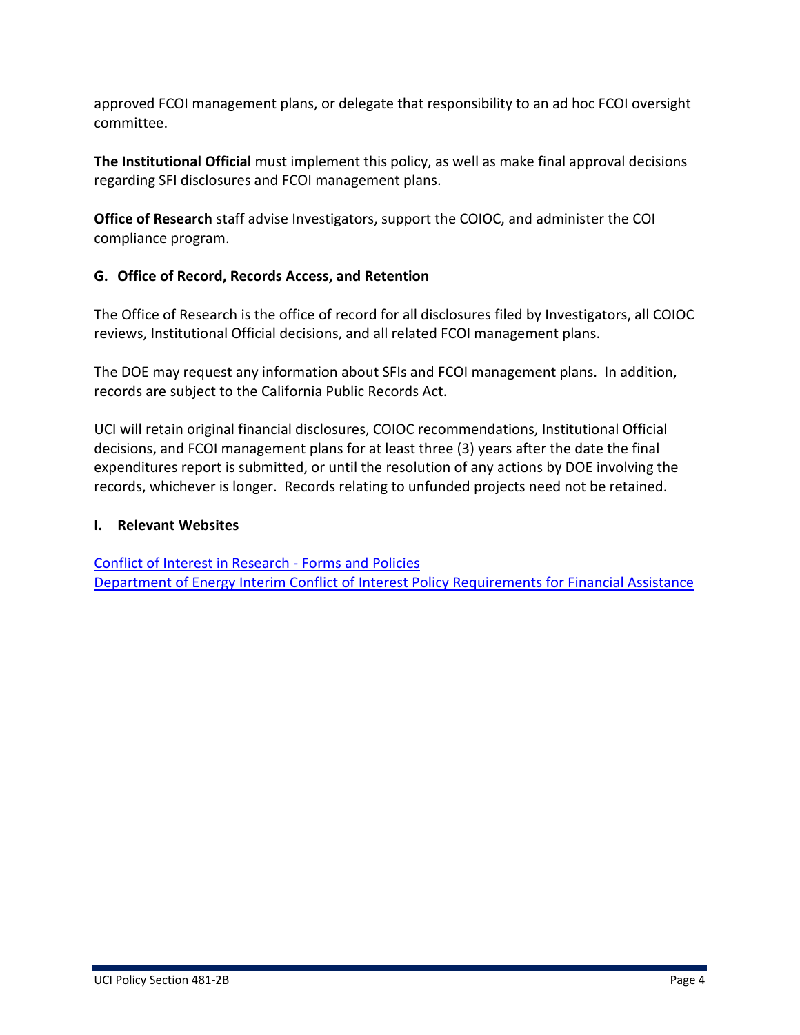approved FCOI management plans, or delegate that responsibility to an ad hoc FCOI oversight committee.

**The Institutional Official** must implement this policy, as well as make final approval decisions regarding SFI disclosures and FCOI management plans.

**Office of Research** staff advise Investigators, support the COIOC, and administer the COI compliance program.

### G. Office of Record, Records Access, and Retention

The Office of Research is the office of record for all disclosures filed by Investigators, all COIOC reviews, Institutional Official decisions, and all related FCOI management plans.

The DOE may request any information about SFIs and FCOI management plans. In addition, records are subject to the California Public Records Act.

UCI will retain original financial disclosures, COIOC recommendations, Institutional Official decisions, and FCOI management plans for at least three (3) years after the date the final expenditures report is submitted, or until the resolution of any actions by DOE involving the records, whichever is longer. Records relating to unfunded projects need not be retained.

### I. Relevant Websites

Conflict of Interest in Research - Forms and Policies
Department of Energy Interim Conflict of Interest Policy Requirements for Financial Assistance